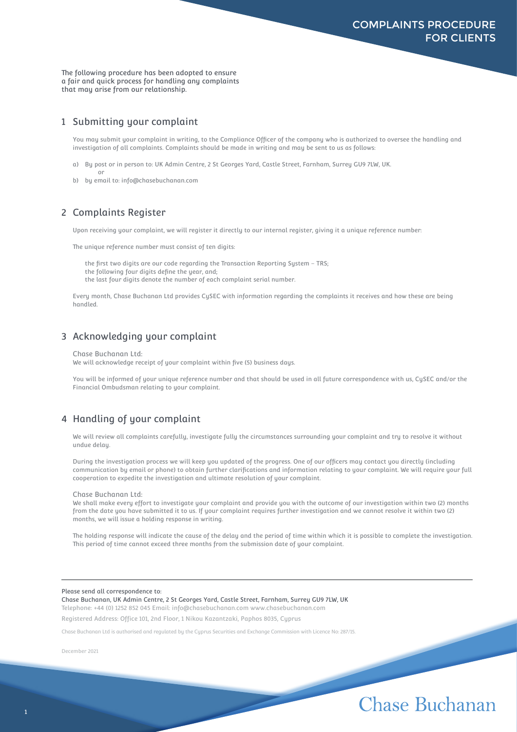# COMPLAINTS PROCEDURE FOR CLIENTS

The following procedure has been adopted to ensure a fair and quick process for handling any complaints that may arise from our relationship.

## 1 Submitting your complaint

You may submit your complaint in writing, to the Compliance Officer of the company who is authorized to oversee the handling and investigation of all complaints. Complaints should be made in writing and may be sent to us as follows:

a) By post or in person to: UK Admin Centre, 2 St Georges Yard, Castle Street, Farnham, Surrey GU9 7LW, UK.
   or
b) by email to: info@chasebuchanan.com

## 2 Complaints Register

Upon receiving your complaint, we will register it directly to our internal register, giving it a unique reference number:

The unique reference number must consist of ten digits:

the first two digits are our code regarding the Transaction Reporting System – TRS;
the following four digits define the year, and;
the last four digits denote the number of each complaint serial number.

Every month, Chase Buchanan Ltd provides CySEC with information regarding the complaints it receives and how these are being handled.

## 3 Acknowledging your complaint

Chase Buchanan Ltd:
We will acknowledge receipt of your complaint within five (5) business days.

You will be informed of your unique reference number and that should be used in all future correspondence with us, CySEC and/or the Financial Ombudsman relating to your complaint.

## 4 Handling of your complaint

We will review all complaints carefully, investigate fully the circumstances surrounding your complaint and try to resolve it without undue delay.

During the investigation process we will keep you updated of the progress. One of our officers may contact you directly (including communication by email or phone) to obtain further clarifications and information relating to your complaint. We will require your full cooperation to expedite the investigation and ultimate resolution of your complaint.

Chase Buchanan Ltd:
We shall make every effort to investigate your complaint and provide you with the outcome of our investigation within two (2) months from the date you have submitted it to us. If your complaint requires further investigation and we cannot resolve it within two (2) months, we will issue a holding response in writing.

The holding response will indicate the cause of the delay and the period of time within which it is possible to complete the investigation. This period of time cannot exceed three months from the submission date of your complaint.

---

Please send all correspondence to:
Chase Buchanan, UK Admin Centre, 2 St Georges Yard, Castle Street, Farnham, Surrey GU9 7LW, UK
Telephone: +44 (0) 1252 852 045 Email: info@chasebuchanan.com www.chasebuchanan.com
Registered Address: Office 101, 2nd Floor, 1 Nikou Kazantzaki, Paphos 8035, Cyprus

Chase Buchanan Ltd is authorised and regulated by the Cyprus Securities and Exchange Commission with Licence No: 287/15.

December 2021

Chase Buchanan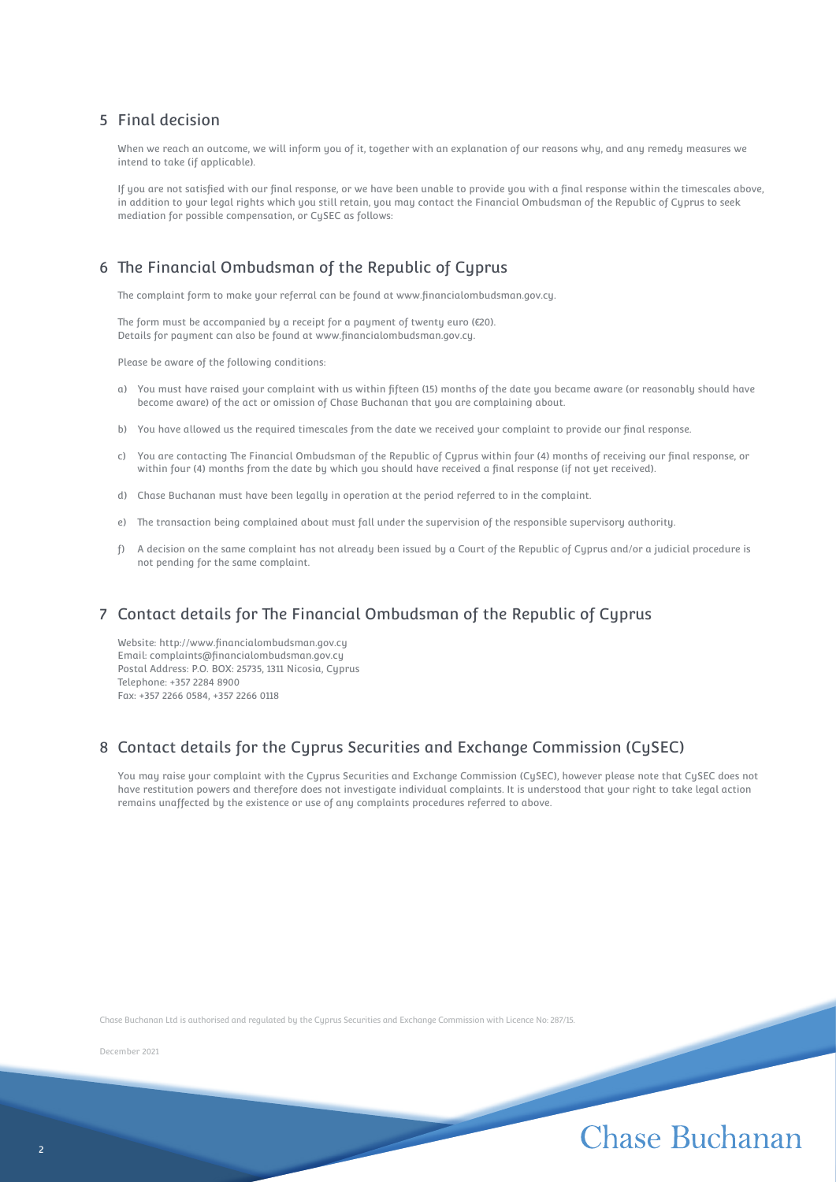## 5 Final decision

When we reach an outcome, we will inform you of it, together with an explanation of our reasons why, and any remedy measures we intend to take (if applicable).

If you are not satisfied with our final response, or we have been unable to provide you with a final response within the timescales above, in addition to your legal rights which you still retain, you may contact the Financial Ombudsman of the Republic of Cyprus to seek mediation for possible compensation, or CySEC as follows:

## 6 The Financial Ombudsman of the Republic of Cyprus

The complaint form to make your referral can be found at www.financialombudsman.gov.cy.

The form must be accompanied by a receipt for a payment of twenty euro (€20).
Details for payment can also be found at www.financialombudsman.gov.cy.

Please be aware of the following conditions:

a) You must have raised your complaint with us within fifteen (15) months of the date you became aware (or reasonably should have become aware) of the act or omission of Chase Buchanan that you are complaining about.

b) You have allowed us the required timescales from the date we received your complaint to provide our final response.

c) You are contacting The Financial Ombudsman of the Republic of Cyprus within four (4) months of receiving our final response, or within four (4) months from the date by which you should have received a final response (if not yet received).

d) Chase Buchanan must have been legally in operation at the period referred to in the complaint.

e) The transaction being complained about must fall under the supervision of the responsible supervisory authority.

f) A decision on the same complaint has not already been issued by a Court of the Republic of Cyprus and/or a judicial procedure is not pending for the same complaint.

## 7 Contact details for The Financial Ombudsman of the Republic of Cyprus

Website: http://www.financialombudsman.gov.cy
Email: complaints@financialombudsman.gov.cy
Postal Address: P.O. BOX: 25735, 1311 Nicosia, Cyprus
Telephone: +357 2284 8900
Fax: +357 2266 0584, +357 2266 0118

## 8 Contact details for the Cyprus Securities and Exchange Commission (CySEC)

You may raise your complaint with the Cyprus Securities and Exchange Commission (CySEC), however please note that CySEC does not have restitution powers and therefore does not investigate individual complaints. It is understood that your right to take legal action remains unaffected by the existence or use of any complaints procedures referred to above.

Chase Buchanan Ltd is authorised and regulated by the Cyprus Securities and Exchange Commission with Licence No: 287/15.

December 2021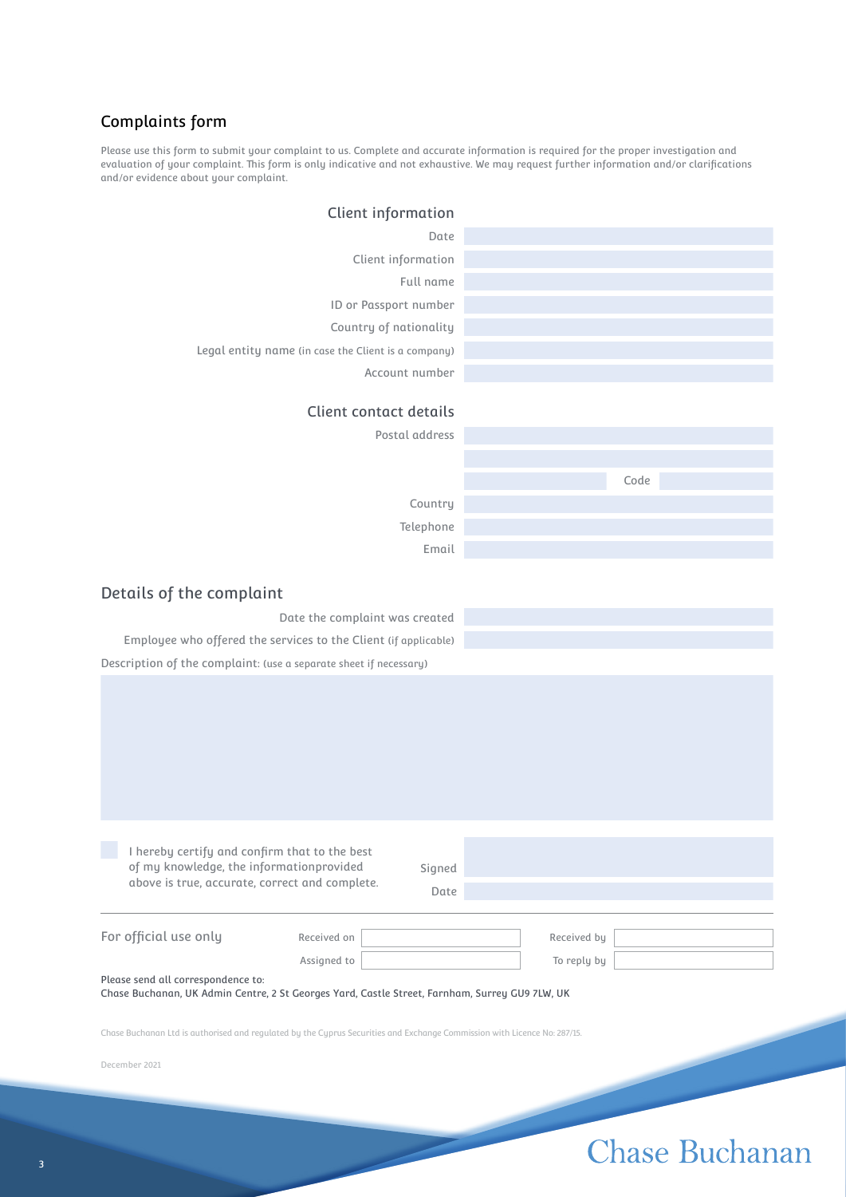## Complaints form

Please use this form to submit your complaint to us. Complete and accurate information is required for the proper investigation and evaluation of your complaint. This form is only indicative and not exhaustive. We may request further information and/or clarifications and/or evidence about your complaint.

### Client information

| | |
|---|---|
| Date | |
| Client information | |
| Full name | |
| ID or Passport number | |
| Country of nationality | |
| Legal entity name (in case the Client is a company) | |
| Account number | |

### Client contact details

| | | | |
|---|---|---|---|
| Postal address | | | |
| | | | |
| | | Code | |
| Country | | | |
| Telephone | | | |
| Email | | | |

## Details of the complaint

| | |
|---|---|
| Date the complaint was created | |
| Employee who offered the services to the Client (if applicable) | |

Description of the complaint: (use a separate sheet if necessary)

☐ I hereby certify and confirm that to the best of my knowledge, the informationprovided above is true, accurate, correct and complete.

| | |
|---|---|
| Signed | |
| Date | |

| For official use only | | | | |
|---|---|---|---|---|
| | Received on | | Received by | |
| | Assigned to | | To reply by | |

Please send all correspondence to:
Chase Buchanan, UK Admin Centre, 2 St Georges Yard, Castle Street, Farnham, Surrey GU9 7LW, UK

Chase Buchanan Ltd is authorised and regulated by the Cyprus Securities and Exchange Commission with Licence No: 287/15.

December 2021

Chase Buchanan